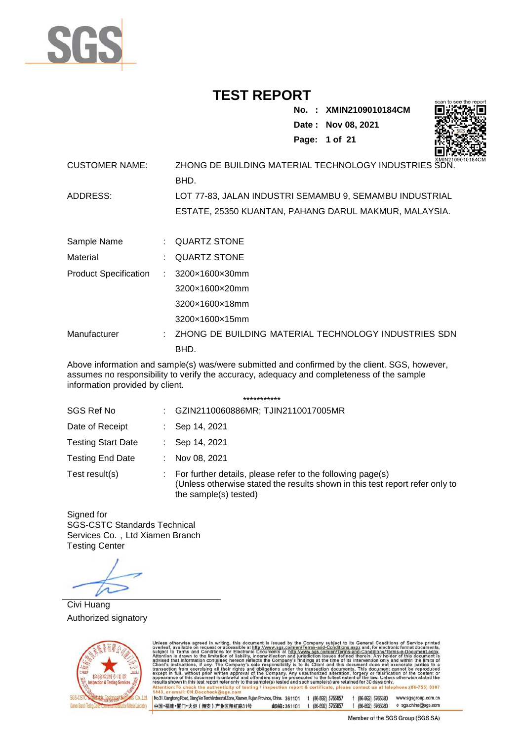# TEST REPORT

**No. : XMIN2109010184CM**

**Date : Nov 08, 2021**

scan to see the report

XMIN2109010184CM

| | |
|---|---|
| CUSTOMER NAME: | ZHONG DE BUILDING MATERIAL TECHNOLOGY INDUSTRIES SDN. BHD. |
| ADDRESS: | LOT 77-83, JALAN INDUSTRI SEMAMBU 9, SEMAMBU INDUSTRIAL ESTATE, 25350 KUANTAN, PAHANG DARUL MAKMUR, MALAYSIA. |

| | | |
|---|---|---|
| Sample Name | : | QUARTZ STONE |
| Material | : | QUARTZ STONE |
| Product Specification | : | 3200×1600×30mm<br>3200×1600×20mm<br>3200×1600×18mm<br>3200×1600×15mm |
| Manufacturer | : | ZHONG DE BUILDING MATERIAL TECHNOLOGY INDUSTRIES SDN BHD. |

Above information and sample(s) was/were submitted and confirmed by the client. SGS, however, assumes no responsibility to verify the accuracy, adequacy and completeness of the sample information provided by client.

***********

| | | |
|---|---|---|
| SGS Ref No | : | GZIN2110060886MR; TJIN2110017005MR |
| Date of Receipt | : | Sep 14, 2021 |
| Testing Start Date | : | Sep 14, 2021 |
| Testing End Date | : | Nov 08, 2021 |
| Test result(s) | : | For further details, please refer to the following page(s)<br>(Unless otherwise stated the results shown in this test report refer only to the sample(s) tested) |

Signed for
SGS-CSTC Standards Technical
Services Co. , Ltd Xiamen Branch
Testing Center

Civi Huang
Authorized signatory

Unless otherwise agreed in writing, this document is issued by the Company subject to its General Conditions of Service printed overleaf, available on request or accessible at http://www.sgs.com/en/Terms-and-Conditions.aspx and, for electronic format documents, subject to Terms and Conditions for Electronic Documents at http://www.sgs.com/en/Terms-and-Conditions/Terms-e-Document.aspx. Attention is drawn to the limitation of liability, indemnification and jurisdiction issues defined therein. Any holder of this document is advised that information contained hereon reflects the Company's findings at the time of its intervention only and within the limits of Client's instructions, if any. The Company's sole responsibility is to its Client and this document does not exonerate parties to a transaction from exercising all their rights and obligations under the transaction documents. This document cannot be reproduced except in full, without prior written approval of the Company. Any unauthorized alteration, forgery or falsification of the content or appearance of this document is unlawful and offenders may be prosecuted to the fullest extent of the law. Unless otherwise stated the results shown in this test report refer only to the sample(s) tested and such sample(s) are retained for 30 days only.
Attention: To check the authenticity of testing / inspection report & certificate, please contact us at telephone:(86-755) 8307 1443, or email: CN.Doccheck@sgs.com

No.31 Xianghong Road, Xiang'An Torch Industrial Zone, Xiamen, Fujian Province, China. 361101 t (86-592) 5765857 f (86-592) 5765380 www.sgsgroup.com.cn
中国•福建•厦门•火炬（翔安）产业区翔虹路31号 邮编:361101 t (86-592) 5765857 f (86-592) 5765380 e sgs.china@sgs.com

Member of the SGS Group (SGS SA)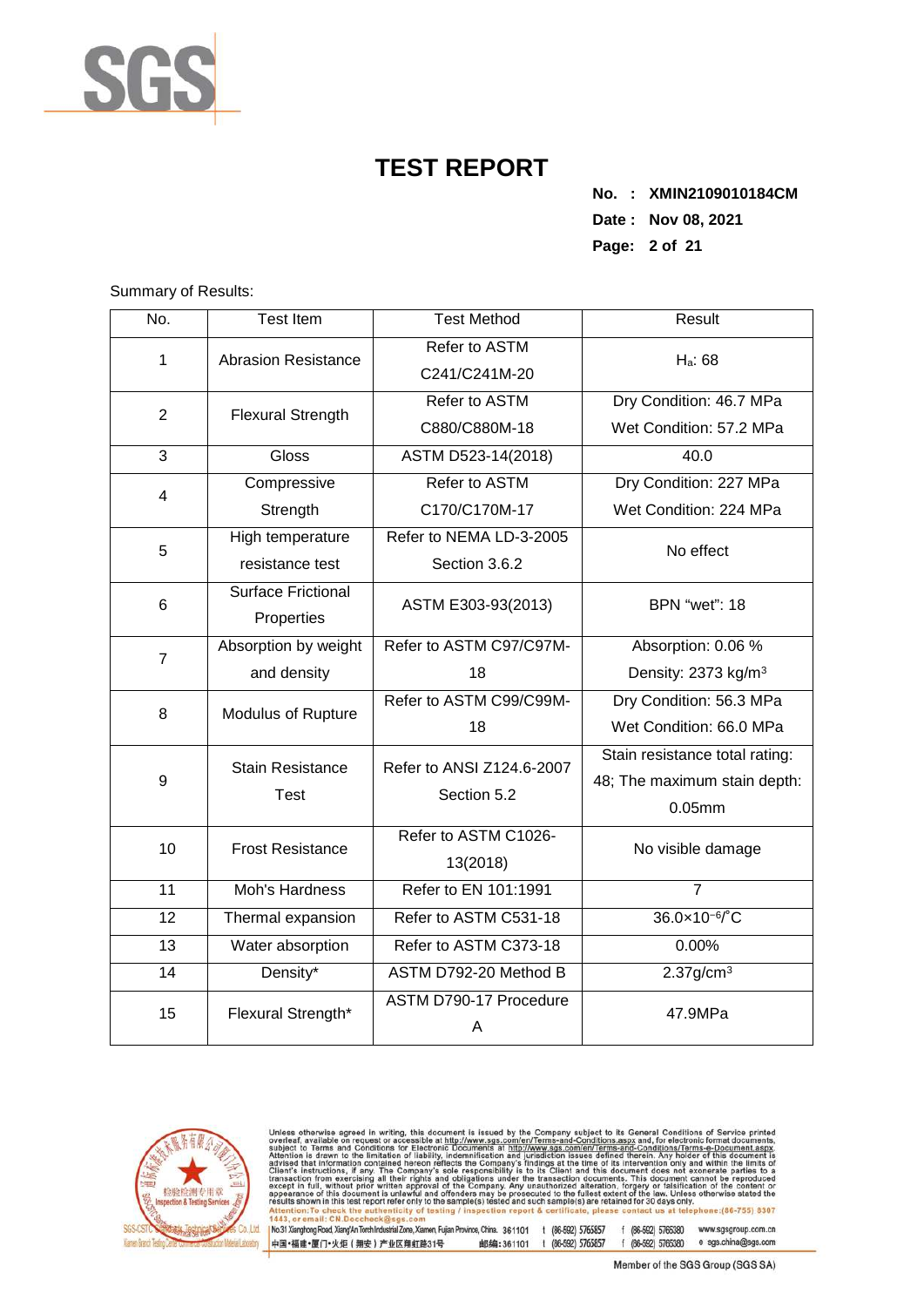# TEST REPORT

**No. : XMIN2109010184CM**
**Date : Nov 08, 2021**

Summary of Results:

| No. | Test Item | Test Method | Result |
|---|---|---|---|
| 1 | Abrasion Resistance | Refer to ASTM C241/C241M-20 | $H_a$: 68 |
| 2 | Flexural Strength | Refer to ASTM C880/C880M-18 | Dry Condition: 46.7 MPa<br>Wet Condition: 57.2 MPa |
| 3 | Gloss | ASTM D523-14(2018) | 40.0 |
| 4 | Compressive Strength | Refer to ASTM C170/C170M-17 | Dry Condition: 227 MPa<br>Wet Condition: 224 MPa |
| 5 | High temperature resistance test | Refer to NEMA LD-3-2005 Section 3.6.2 | No effect |
| 6 | Surface Frictional Properties | ASTM E303-93(2013) | BPN "wet": 18 |
| 7 | Absorption by weight and density | Refer to ASTM C97/C97M-18 | Absorption: 0.06 %<br>Density: 2373 kg/$m^3$ |
| 8 | Modulus of Rupture | Refer to ASTM C99/C99M-18 | Dry Condition: 56.3 MPa<br>Wet Condition: 66.0 MPa |
| 9 | Stain Resistance Test | Refer to ANSI Z124.6-2007 Section 5.2 | Stain resistance total rating: 48; The maximum stain depth: 0.05mm |
| 10 | Frost Resistance | Refer to ASTM C1026-13(2018) | No visible damage |
| 11 | Moh's Hardness | Refer to EN 101:1991 | 7 |
| 12 | Thermal expansion | Refer to ASTM C531-18 | $36.0\times10^{-6}$/°C |
| 13 | Water absorption | Refer to ASTM C373-18 | 0.00% |
| 14 | Density* | ASTM D792-20 Method B | 2.37g/$cm^3$ |
| 15 | Flexural Strength* | ASTM D790-17 Procedure A | 47.9MPa |

Unless otherwise agreed in writing, this document is issued by the Company subject to its General Conditions of Service printed overleaf, available on request or accessible at http://www.sgs.com/en/Terms-and-Conditions.aspx and, for electronic format documents, subject to Terms and Conditions for Electronic Documents at http://www.sgs.com/en/Terms-and-Conditions/Terms-e-Document.aspx. Attention is drawn to the limitation of liability, indemnification and jurisdiction issues defined therein. Any holder of this document is advised that information contained hereon reflects the Company's findings at the time of its intervention only and within the limits of Client's instructions, if any. The Company's sole responsibility is to its Client and this document does not exonerate parties to a transaction from exercising all their rights and obligations under the transaction documents. This document cannot be reproduced except in full, without prior written approval of the Company. Any unauthorized alteration, forgery or falsification of the content or appearance of this document is unlawful and offenders may be prosecuted to the fullest extent of the law. Unless otherwise stated the results shown in this test report refer only to the sample(s) tested and such sample(s) are retained for 30 days only.

Attention: To check the authenticity of testing / inspection report & certificate, please contact us at telephone: (86-755) 8307 1443, or email: CN.Doccheck@sgs.com

No.31 Xianghong Road, Xiang'An Torch Industrial Zone, Xiamen, Fujian Province, China. 361101 t (86-592) 5765857 f (86-592) 5765380 www.sgsgroup.com.cn

中国•福建•厦门•火炬（翔安）产业区翔虹路31号 邮编: 361101 t (86-592) 5765857 f (86-592) 5765380 e sgs.china@sgs.com

Member of the SGS Group (SGS SA)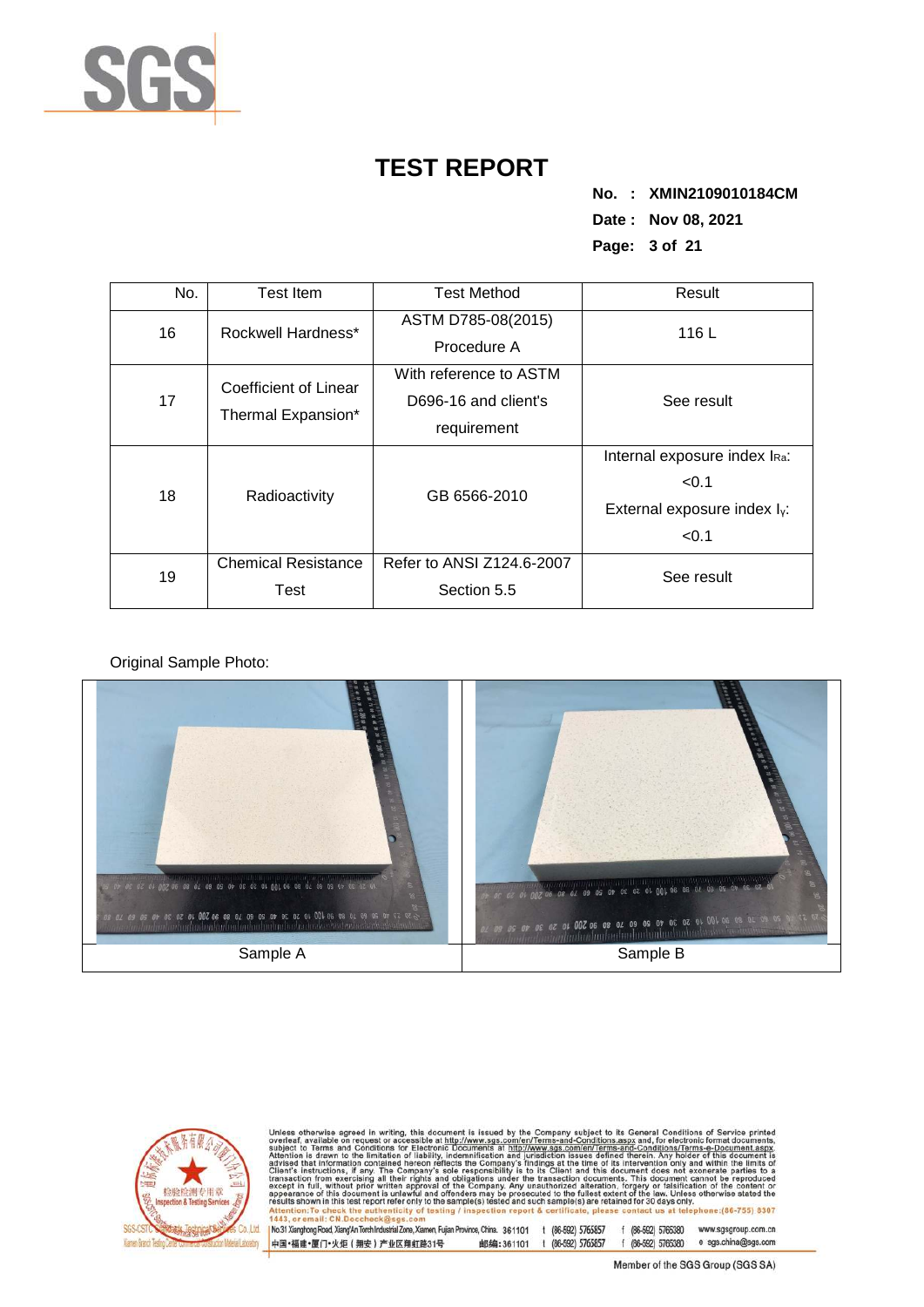# TEST REPORT

**No. : XMIN2109010184CM**

**Date : Nov 08, 2021**

| No. | Test Item | Test Method | Result |
|---|---|---|---|
| 16 | Rockwell Hardness* | ASTM D785-08(2015) Procedure A | 116 L |
| 17 | Coefficient of Linear Thermal Expansion* | With reference to ASTM D696-16 and client's requirement | See result |
| 18 | Radioactivity | GB 6566-2010 | Internal exposure index $I_{Ra}$: <0.1 External exposure index $I_{\gamma}$: <0.1 |
| 19 | Chemical Resistance Test | Refer to ANSI Z124.6-2007 Section 5.5 | See result |

Original Sample Photo:

| Sample A | Sample B |
|---|---|

Unless otherwise agreed in writing, this document is issued by the Company subject to its General Conditions of Service printed overleaf, available on request or accessible at http://www.sgs.com/en/Terms-and-Conditions.aspx and, for electronic format documents, subject to Terms and Conditions for Electronic Documents at http://www.sgs.com/en/Terms-and-Conditions/Terms-e-Document.aspx. Attention is drawn to the limitation of liability, indemnification and jurisdiction issues defined therein. Any holder of this document is advised that information contained hereon reflects the Company's findings at the time of its intervention only and within the limits of Client's instructions, if any. The Company's sole responsibility is to its Client and this document does not exonerate parties to a transaction from exercising all their rights and obligations under the transaction documents. This document cannot be reproduced except in full, without prior written approval of the Company. Any unauthorized alteration, forgery or falsification of the content or appearance of this document is unlawful and offenders may be prosecuted to the fullest extent of the law. Unless otherwise stated the results shown in this test report refer only to the sample(s) tested and such sample(s) are retained for 30 days only.
Attention: To check the authenticity of testing / inspection report & certificate, please contact us at telephone:(86-755) 8307 1443, or email: CN.Doccheck@sgs.com

No.31 Xianghong Road, Xiang'An Torch Industrial Zone, Xiamen, Fujian Province, China. 361101 t (86-592) 5765857 f (86-592) 5765380 www.sgsgroup.com.cn
中国•福建•厦门•火炬（翔安）产业区翔虹路31号 邮编：361101 t (86-592) 5765857 f (86-592) 5765380 e sgs.china@sgs.com

Member of the SGS Group (SGS SA)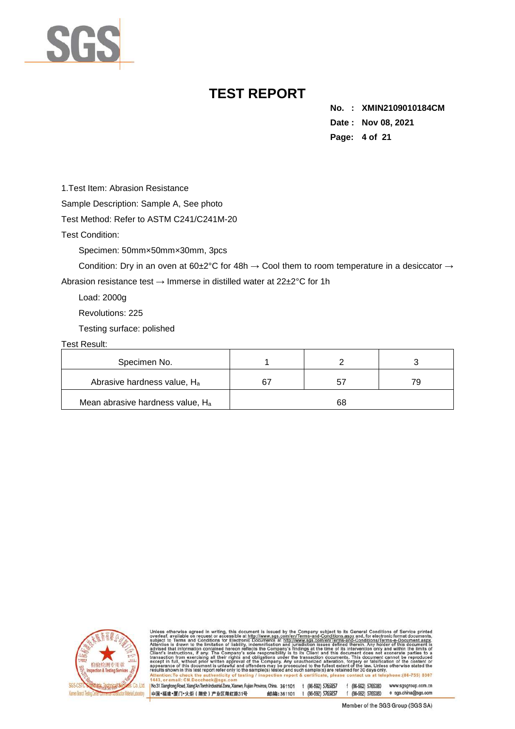# TEST REPORT

**No. : XMIN2109010184CM**
**Date : Nov 08, 2021**

1.Test Item: Abrasion Resistance

Sample Description: Sample A, See photo

Test Method: Refer to ASTM C241/C241M-20

Test Condition:

Specimen: 50mm×50mm×30mm, 3pcs

Condition: Dry in an oven at 60±2°C for 48h → Cool them to room temperature in a desiccator → Abrasion resistance test → Immerse in distilled water at 22±2°C for 1h

Load: 2000g

Revolutions: 225

Testing surface: polished

Test Result:

| Specimen No. | 1 | 2 | 3 |
|---|---|---|---|
| Abrasive hardness value, $H_a$ | 67 | 57 | 79 |
| Mean abrasive hardness value, $H_a$ | 68 | | |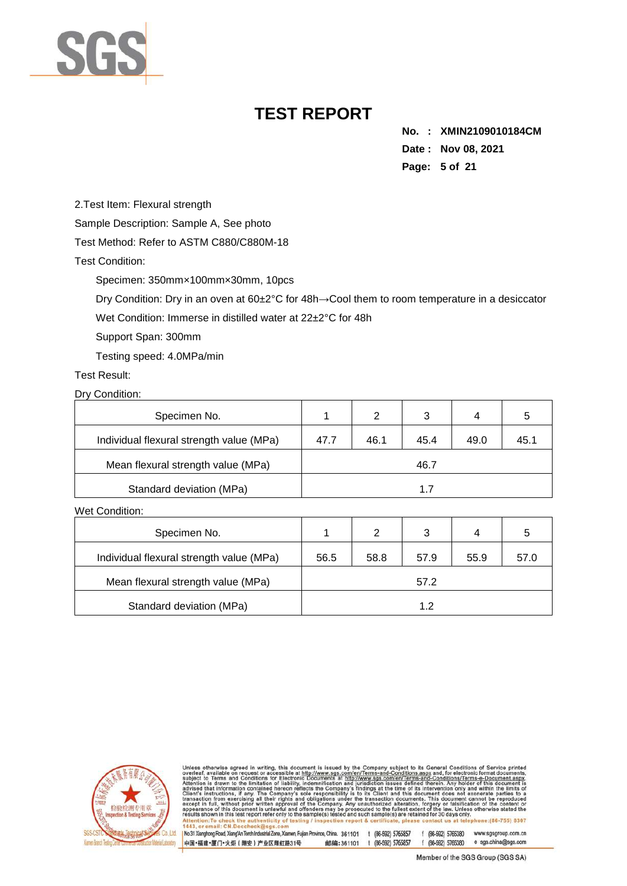# TEST REPORT

**No. : XMIN2109010184CM**
**Date : Nov 08, 2021**

2.Test Item: Flexural strength

Sample Description: Sample A, See photo

Test Method: Refer to ASTM C880/C880M-18

Test Condition:

Specimen: 350mm×100mm×30mm, 10pcs

Dry Condition: Dry in an oven at 60±2°C for 48h→Cool them to room temperature in a desiccator

Wet Condition: Immerse in distilled water at 22±2°C for 48h

Support Span: 300mm

Testing speed: 4.0MPa/min

Test Result:

Dry Condition:

| Specimen No. | 1 | 2 | 3 | 4 | 5 |
|---|---|---|---|---|---|
| Individual flexural strength value (MPa) | 47.7 | 46.1 | 45.4 | 49.0 | 45.1 |
| Mean flexural strength value (MPa) | 46.7 | | | | |
| Standard deviation (MPa) | 1.7 | | | | |

Wet Condition:

| Specimen No. | 1 | 2 | 3 | 4 | 5 |
|---|---|---|---|---|---|
| Individual flexural strength value (MPa) | 56.5 | 58.8 | 57.9 | 55.9 | 57.0 |
| Mean flexural strength value (MPa) | 57.2 | | | | |
| Standard deviation (MPa) | 1.2 | | | | |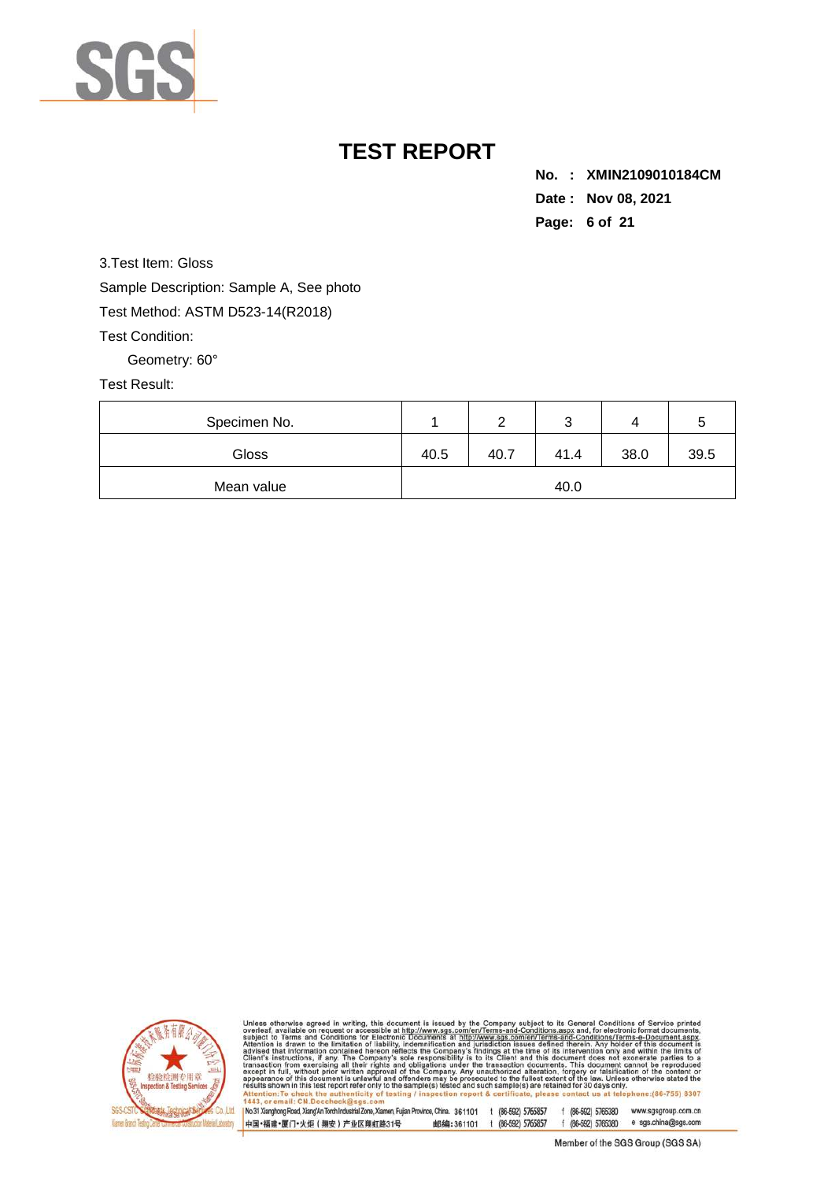# TEST REPORT

**No. : XMIN2109010184CM**
**Date : Nov 08, 2021**

3.Test Item: Gloss

Sample Description: Sample A, See photo

Test Method: ASTM D523-14(R2018)

Test Condition:

Geometry: 60°

Test Result:

| Specimen No. | 1 | 2 | 3 | 4 | 5 |
|---|---|---|---|---|---|
| Gloss | 40.5 | 40.7 | 41.4 | 38.0 | 39.5 |
| Mean value | 40.0 | | | | |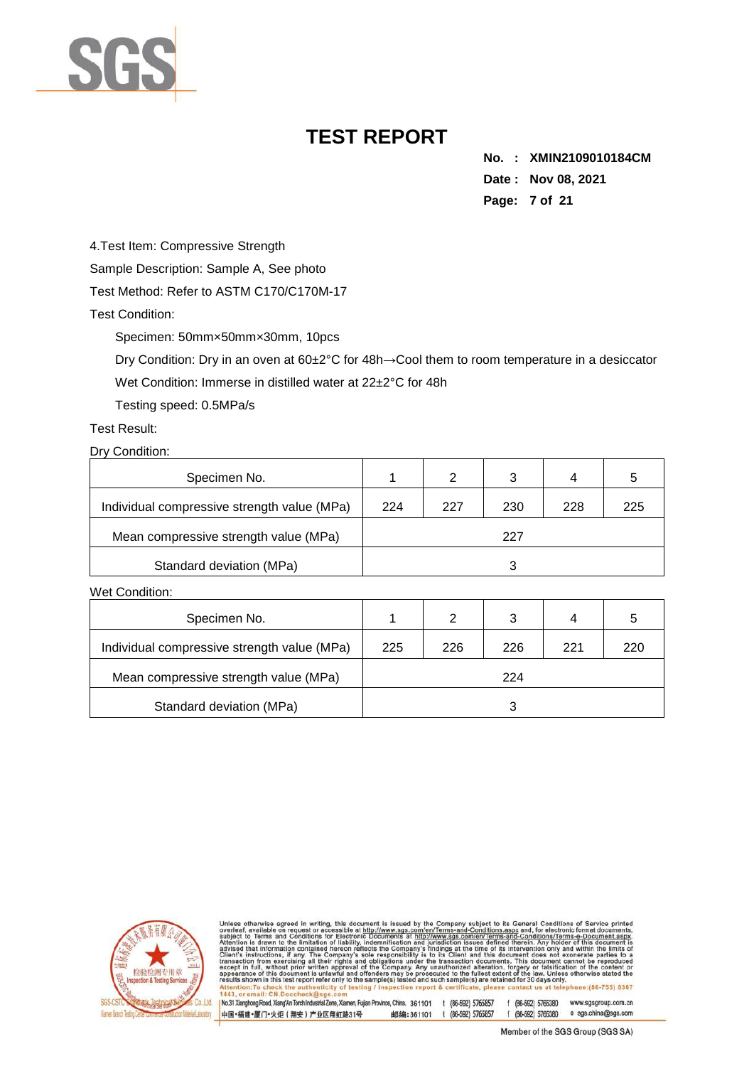# TEST REPORT

**No. : XMIN2109010184CM**
**Date : Nov 08, 2021**

4.Test Item: Compressive Strength

Sample Description: Sample A, See photo

Test Method: Refer to ASTM C170/C170M-17

Test Condition:

Specimen: 50mm×50mm×30mm, 10pcs

Dry Condition: Dry in an oven at 60±2°C for 48h→Cool them to room temperature in a desiccator

Wet Condition: Immerse in distilled water at 22±2°C for 48h

Testing speed: 0.5MPa/s

Test Result:

Dry Condition:

| Specimen No. | 1 | 2 | 3 | 4 | 5 |
|---|---|---|---|---|---|
| Individual compressive strength value (MPa) | 224 | 227 | 230 | 228 | 225 |
| Mean compressive strength value (MPa) | 227 | | | | |
| Standard deviation (MPa) | 3 | | | | |

Wet Condition:

| Specimen No. | 1 | 2 | 3 | 4 | 5 |
|---|---|---|---|---|---|
| Individual compressive strength value (MPa) | 225 | 226 | 226 | 221 | 220 |
| Mean compressive strength value (MPa) | 224 | | | | |
| Standard deviation (MPa) | 3 | | | | |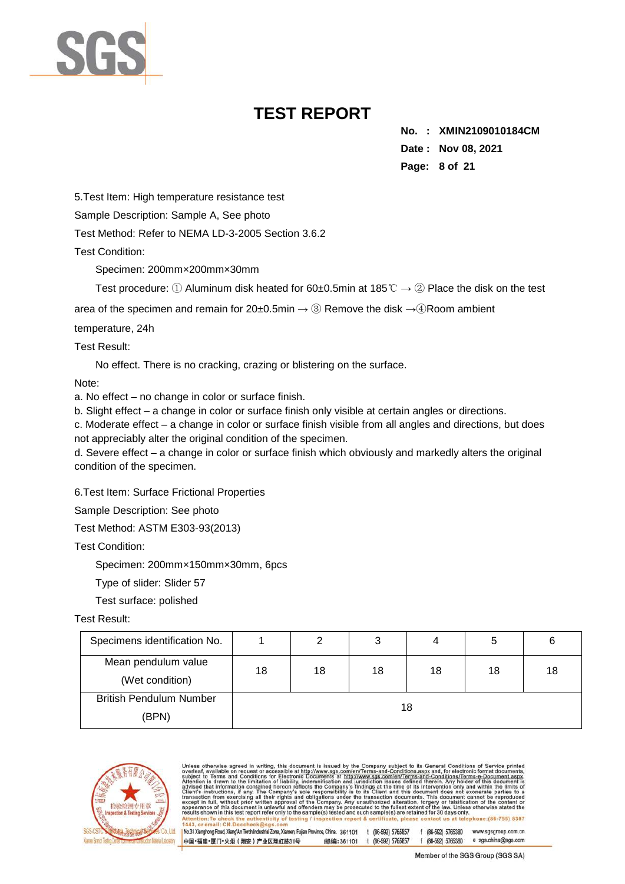# TEST REPORT

**No. : XMIN2109010184CM**
**Date : Nov 08, 2021**

5.Test Item: High temperature resistance test

Sample Description: Sample A, See photo

Test Method: Refer to NEMA LD-3-2005 Section 3.6.2

Test Condition:

Specimen: 200mm×200mm×30mm

Test procedure: ① Aluminum disk heated for 60±0.5min at 185℃ → ② Place the disk on the test area of the specimen and remain for 20±0.5min → ③ Remove the disk →④Room ambient temperature, 24h

Test Result:

No effect. There is no cracking, crazing or blistering on the surface.

Note:

a. No effect – no change in color or surface finish.

b. Slight effect – a change in color or surface finish only visible at certain angles or directions.

c. Moderate effect – a change in color or surface finish visible from all angles and directions, but does not appreciably alter the original condition of the specimen.

d. Severe effect – a change in color or surface finish which obviously and markedly alters the original condition of the specimen.

6.Test Item: Surface Frictional Properties

Sample Description: See photo

Test Method: ASTM E303-93(2013)

Test Condition:

Specimen: 200mm×150mm×30mm, 6pcs

Type of slider: Slider 57

Test surface: polished

Test Result:

| Specimens identification No. | 1 | 2 | 3 | 4 | 5 | 6 |
|---|---|---|---|---|---|---|
| Mean pendulum value (Wet condition) | 18 | 18 | 18 | 18 | 18 | 18 |
| British Pendulum Number (BPN) | 18 | | | | | |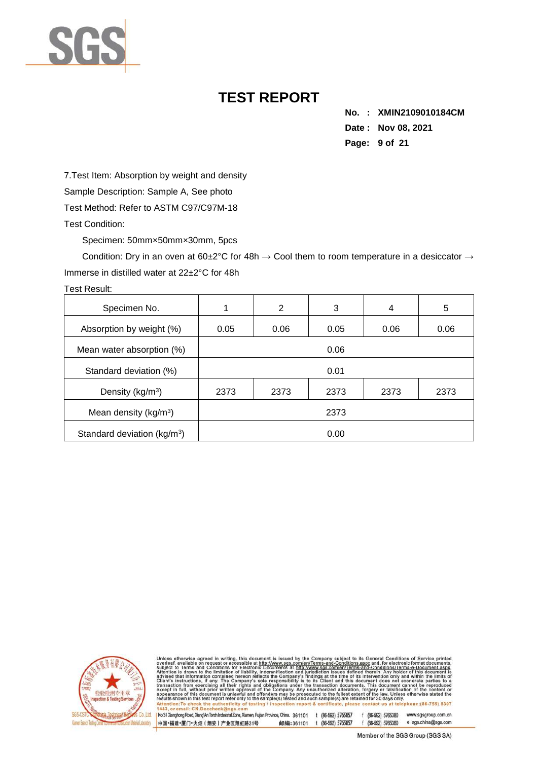# TEST REPORT

**No. : XMIN2109010184CM**
**Date : Nov 08, 2021**

7.Test Item: Absorption by weight and density

Sample Description: Sample A, See photo

Test Method: Refer to ASTM C97/C97M-18

Test Condition:

Specimen: 50mm×50mm×30mm, 5pcs

Condition: Dry in an oven at 60±2°C for 48h → Cool them to room temperature in a desiccator → Immerse in distilled water at 22±2°C for 48h

Test Result:

| Specimen No. | 1 | 2 | 3 | 4 | 5 |
|---|---|---|---|---|---|
| Absorption by weight (%) | 0.05 | 0.06 | 0.05 | 0.06 | 0.06 |
| Mean water absorption (%) | 0.06 | | | | |
| Standard deviation (%) | 0.01 | | | | |
| Density ($kg/m^3$) | 2373 | 2373 | 2373 | 2373 | 2373 |
| Mean density ($kg/m^3$) | 2373 | | | | |
| Standard deviation ($kg/m^3$) | 0.00 | | | | |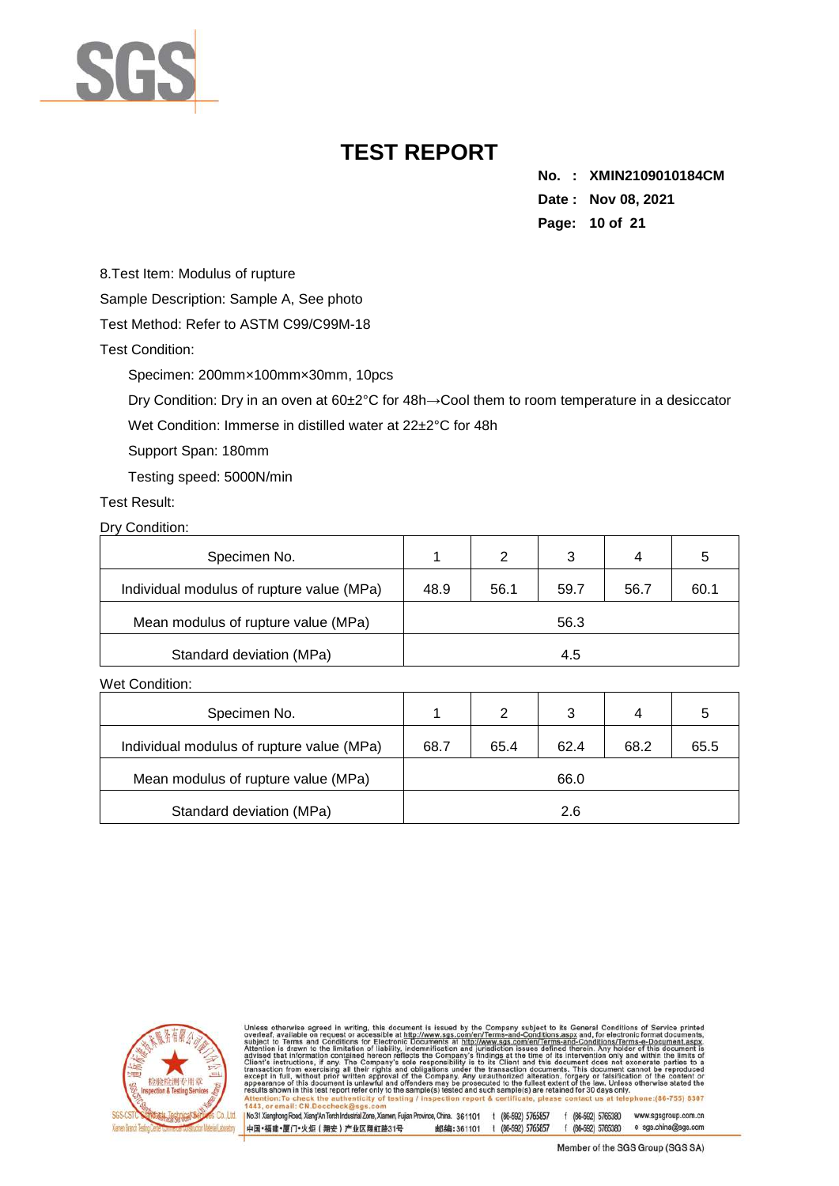# TEST REPORT

**No. : XMIN2109010184CM**
**Date : Nov 08, 2021**

8.Test Item: Modulus of rupture

Sample Description: Sample A, See photo

Test Method: Refer to ASTM C99/C99M-18

Test Condition:

Specimen: 200mm×100mm×30mm, 10pcs

Dry Condition: Dry in an oven at 60±2°C for 48h→Cool them to room temperature in a desiccator

Wet Condition: Immerse in distilled water at 22±2°C for 48h

Support Span: 180mm

Testing speed: 5000N/min

Test Result:

Dry Condition:

| Specimen No. | 1 | 2 | 3 | 4 | 5 |
|---|---|---|---|---|---|
| Individual modulus of rupture value (MPa) | 48.9 | 56.1 | 59.7 | 56.7 | 60.1 |
| Mean modulus of rupture value (MPa) | 56.3 | | | | |
| Standard deviation (MPa) | 4.5 | | | | |

Wet Condition:

| Specimen No. | 1 | 2 | 3 | 4 | 5 |
|---|---|---|---|---|---|
| Individual modulus of rupture value (MPa) | 68.7 | 65.4 | 62.4 | 68.2 | 65.5 |
| Mean modulus of rupture value (MPa) | 66.0 | | | | |
| Standard deviation (MPa) | 2.6 | | | | |

Unless otherwise agreed in writing, this document is issued by the Company subject to its General Conditions of Service printed overleaf, available on request or accessible at http://www.sgs.com/en/Terms-and-Conditions.aspx and, for electronic format documents, subject to Terms and Conditions for Electronic Documents at http://www.sgs.com/en/Terms-and-Conditions/Terms-e-Document.aspx. Attention is drawn to the limitation of liability, indemnification and jurisdiction issues defined therein. Any holder of this document is advised that information contained hereon reflects the Company's findings at the time of its intervention only and within the limits of Client's instructions, if any. The Company's sole responsibility is to its Client and this document does not exonerate parties to a transaction from exercising all their rights and obligations under the transaction documents. This document cannot be reproduced except in full, without prior written approval of the Company. Any unauthorized alteration, forgery or falsification of the content or appearance of this document is unlawful and offenders may be prosecuted to the fullest extent of the law. Unless otherwise stated the results shown in this test report refer only to the sample(s) tested and such sample(s) are retained for 30 days only.
Attention:To check the authenticity of testing / inspection report & certificate, please contact us at telephone:(86-755) 8307 1443, or email: CN.Doccheck@sgs.com

No.31 Xianghong Road, Xiang'An Torch Industrial Zone, Xiamen, Fujian Province, China. 361101 t (86-592) 5765857 f (86-592) 5765380 www.sgsgroup.com.cn
中国•福建•厦门•火炬（翔安）产业区翔虹路31号 邮编:361101 t (86-592) 5765857 f (86-592) 5765380 e sgs.china@sgs.com

Member of the SGS Group (SGS SA)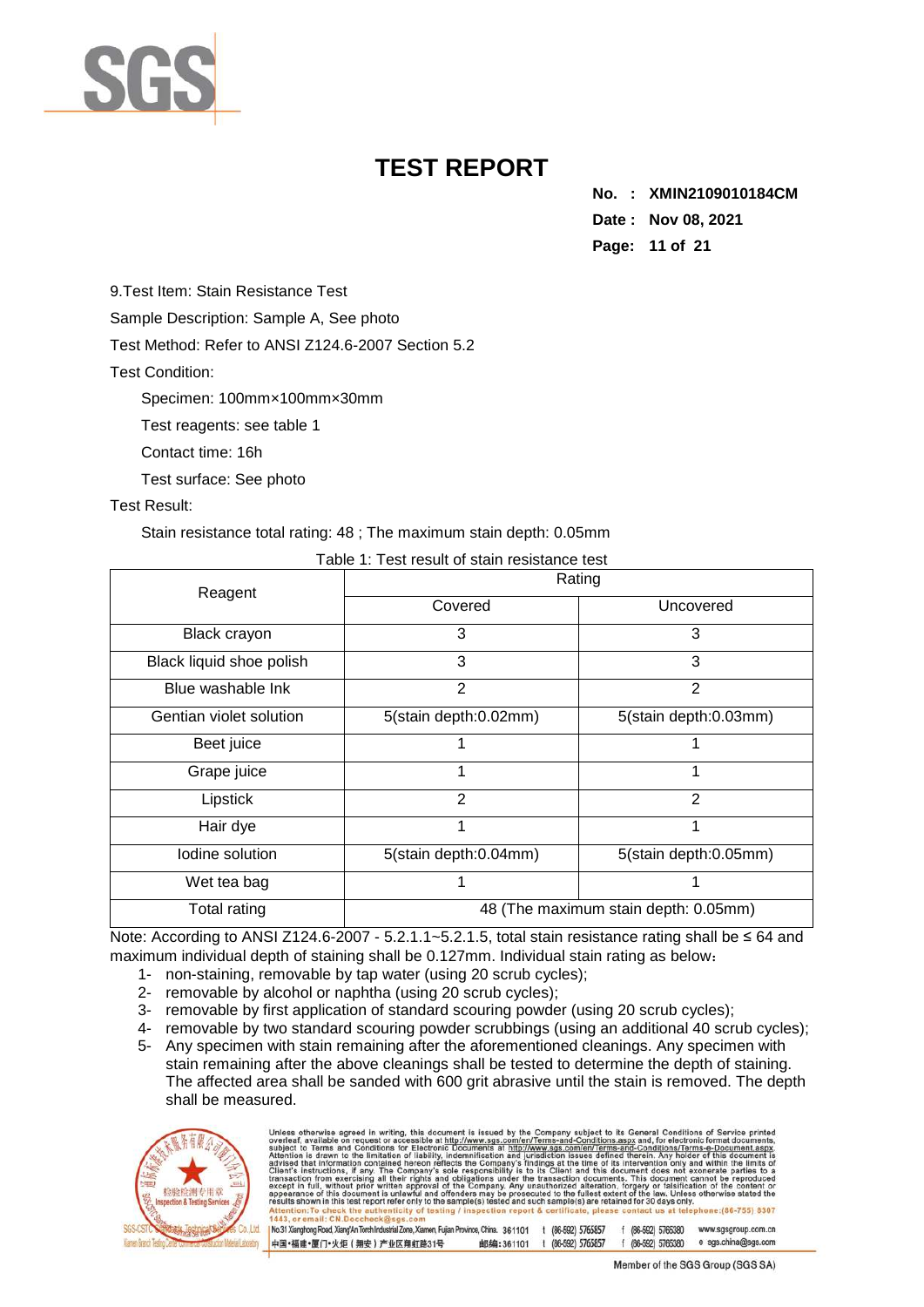# TEST REPORT

**No. : XMIN2109010184CM**
**Date : Nov 08, 2021**

9.Test Item: Stain Resistance Test

Sample Description: Sample A, See photo

Test Method: Refer to ANSI Z124.6-2007 Section 5.2

Test Condition:

Specimen: 100mm×100mm×30mm

Test reagents: see table 1

Contact time: 16h

Test surface: See photo

Test Result:

Stain resistance total rating: 48 ; The maximum stain depth: 0.05mm

Table 1: Test result of stain resistance test

| Reagent | Rating | |
|---|---|---|
| | Covered | Uncovered |
| Black crayon | 3 | 3 |
| Black liquid shoe polish | 3 | 3 |
| Blue washable Ink | 2 | 2 |
| Gentian violet solution | 5(stain depth:0.02mm) | 5(stain depth:0.03mm) |
| Beet juice | 1 | 1 |
| Grape juice | 1 | 1 |
| Lipstick | 2 | 2 |
| Hair dye | 1 | 1 |
| Iodine solution | 5(stain depth:0.04mm) | 5(stain depth:0.05mm) |
| Wet tea bag | 1 | 1 |
| Total rating | 48 (The maximum stain depth: 0.05mm) | |

Note: According to ANSI Z124.6-2007 - 5.2.1.1~5.2.1.5, total stain resistance rating shall be ≤ 64 and maximum individual depth of staining shall be 0.127mm. Individual stain rating as below：

1- non-staining, removable by tap water (using 20 scrub cycles);
2- removable by alcohol or naphtha (using 20 scrub cycles);
3- removable by first application of standard scouring powder (using 20 scrub cycles);
4- removable by two standard scouring powder scrubbings (using an additional 40 scrub cycles);
5- Any specimen with stain remaining after the aforementioned cleanings. Any specimen with stain remaining after the above cleanings shall be tested to determine the depth of staining. The affected area shall be sanded with 600 grit abrasive until the stain is removed. The depth shall be measured.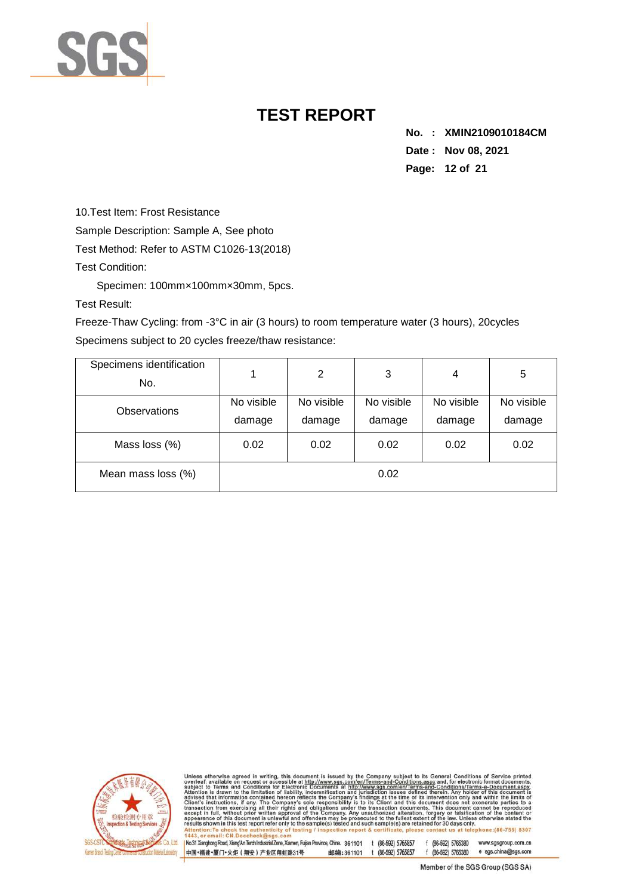# TEST REPORT

**No. : XMIN2109010184CM**
**Date : Nov 08, 2021**

10.Test Item: Frost Resistance

Sample Description: Sample A, See photo

Test Method: Refer to ASTM C1026-13(2018)

Test Condition:

Specimen: 100mm×100mm×30mm, 5pcs.

Test Result:

Freeze-Thaw Cycling: from -3°C in air (3 hours) to room temperature water (3 hours), 20cycles

Specimens subject to 20 cycles freeze/thaw resistance:

| Specimens identification No. | 1 | 2 | 3 | 4 | 5 |
|---|---|---|---|---|---|
| Observations | No visible damage | No visible damage | No visible damage | No visible damage | No visible damage |
| Mass loss (%) | 0.02 | 0.02 | 0.02 | 0.02 | 0.02 |
| Mean mass loss (%) | 0.02 | | | | |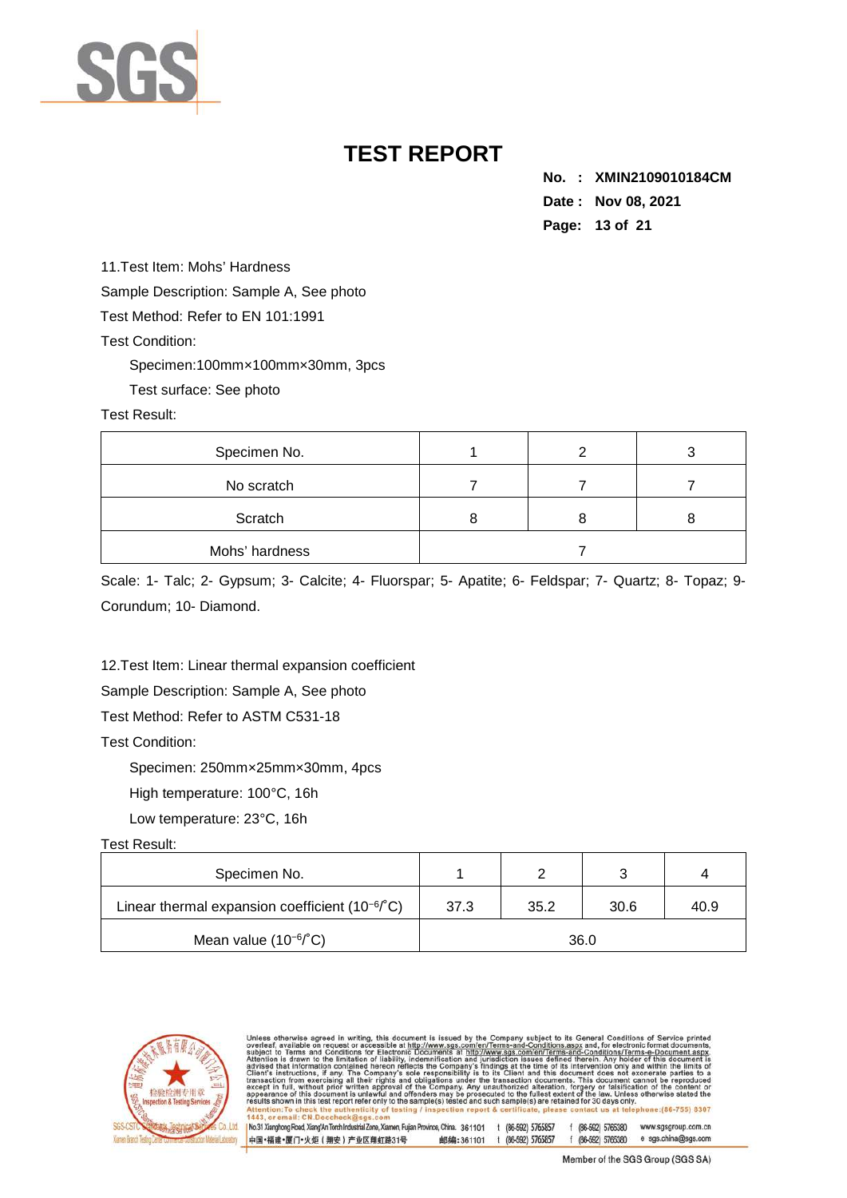# TEST REPORT

**No. : XMIN2109010184CM**
**Date : Nov 08, 2021**

11.Test Item: Mohs' Hardness

Sample Description: Sample A, See photo

Test Method: Refer to EN 101:1991

Test Condition:

Specimen:100mm×100mm×30mm, 3pcs

Test surface: See photo

Test Result:

| Specimen No. | 1 | 2 | 3 |
|---|---|---|---|
| No scratch | 7 | 7 | 7 |
| Scratch | 8 | 8 | 8 |
| Mohs' hardness | 7 | | |

Scale: 1- Talc; 2- Gypsum; 3- Calcite; 4- Fluorspar; 5- Apatite; 6- Feldspar; 7- Quartz; 8- Topaz; 9- Corundum; 10- Diamond.

12.Test Item: Linear thermal expansion coefficient

Sample Description: Sample A, See photo

Test Method: Refer to ASTM C531-18

Test Condition:

Specimen: 250mm×25mm×30mm, 4pcs

High temperature: 100°C, 16h

Low temperature: 23°C, 16h

Test Result:

| Specimen No. | 1 | 2 | 3 | 4 |
|---|---|---|---|---|
| Linear thermal expansion coefficient ($10^{-6}$/°C) | 37.3 | 35.2 | 30.6 | 40.9 |
| Mean value ($10^{-6}$/°C) | 36.0 | | | |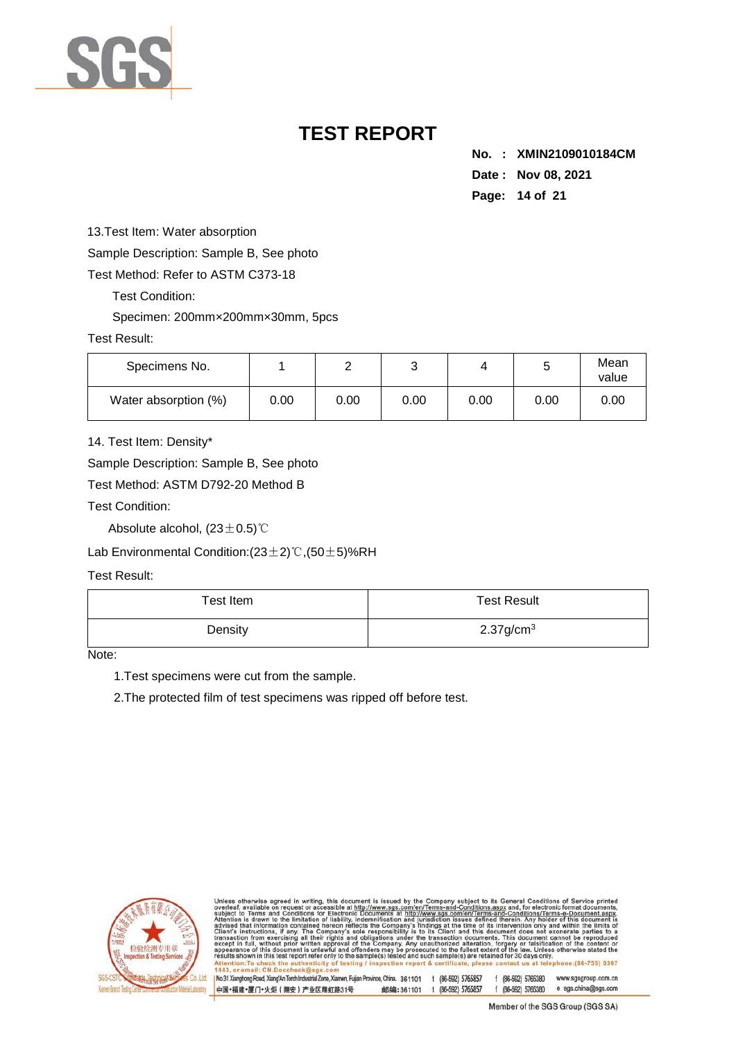# TEST REPORT

**No. : XMIN2109010184CM**

**Date : Nov 08, 2021**

13.Test Item: Water absorption

Sample Description: Sample B, See photo

Test Method: Refer to ASTM C373-18

Test Condition:

Specimen: 200mm×200mm×30mm, 5pcs

Test Result:

| Specimens No. | 1 | 2 | 3 | 4 | 5 | Mean value |
|---|---|---|---|---|---|---|
| Water absorption (%) | 0.00 | 0.00 | 0.00 | 0.00 | 0.00 | 0.00 |

14. Test Item: Density*

Sample Description: Sample B, See photo

Test Method: ASTM D792-20 Method B

Test Condition:

Absolute alcohol, (23±0.5)℃

Lab Environmental Condition:(23±2)℃,(50±5)%RH

Test Result:

| Test Item | Test Result |
|---|---|
| Density | 2.37g/cm$^3$ |

Note:

1.Test specimens were cut from the sample.

2.The protected film of test specimens was ripped off before test.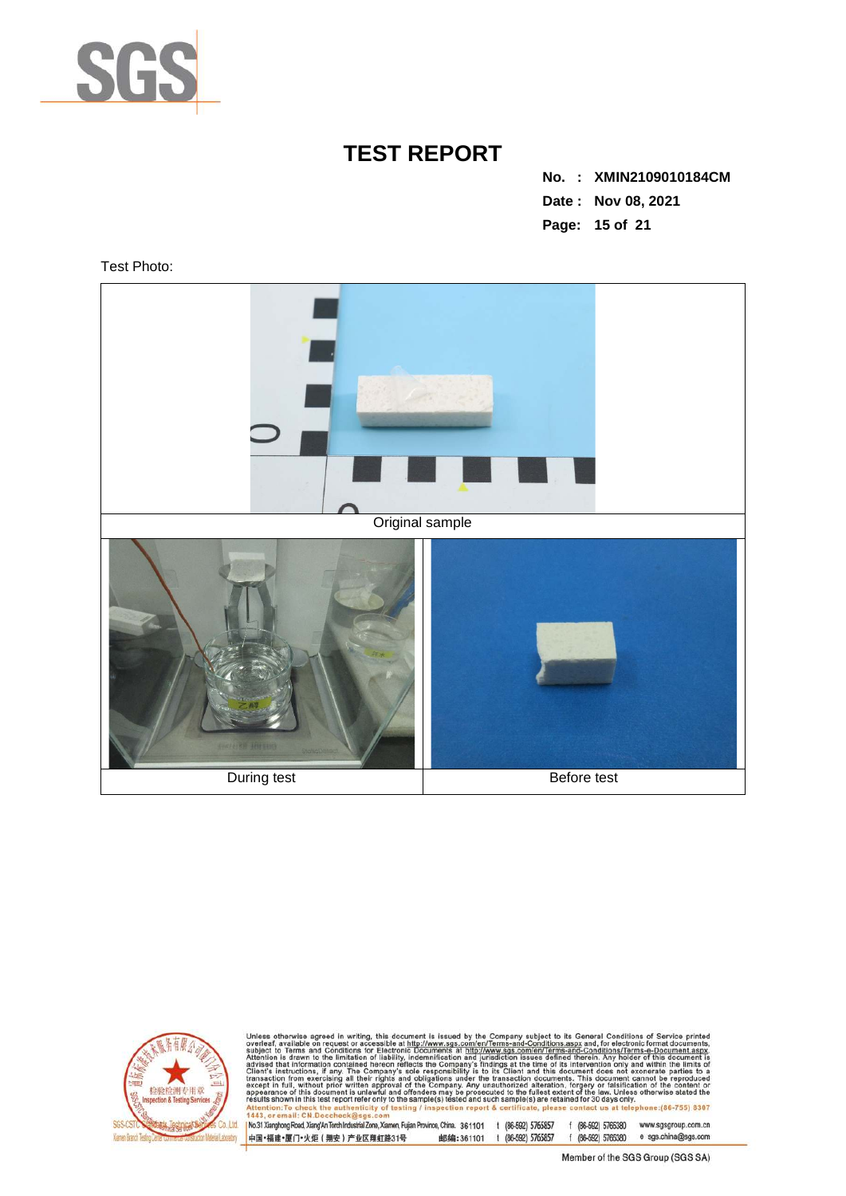# TEST REPORT

**No. : XMIN2109010184CM**
**Date : Nov 08, 2021**

Test Photo:

| Original sample | |
|---|---|
| During test | Before test |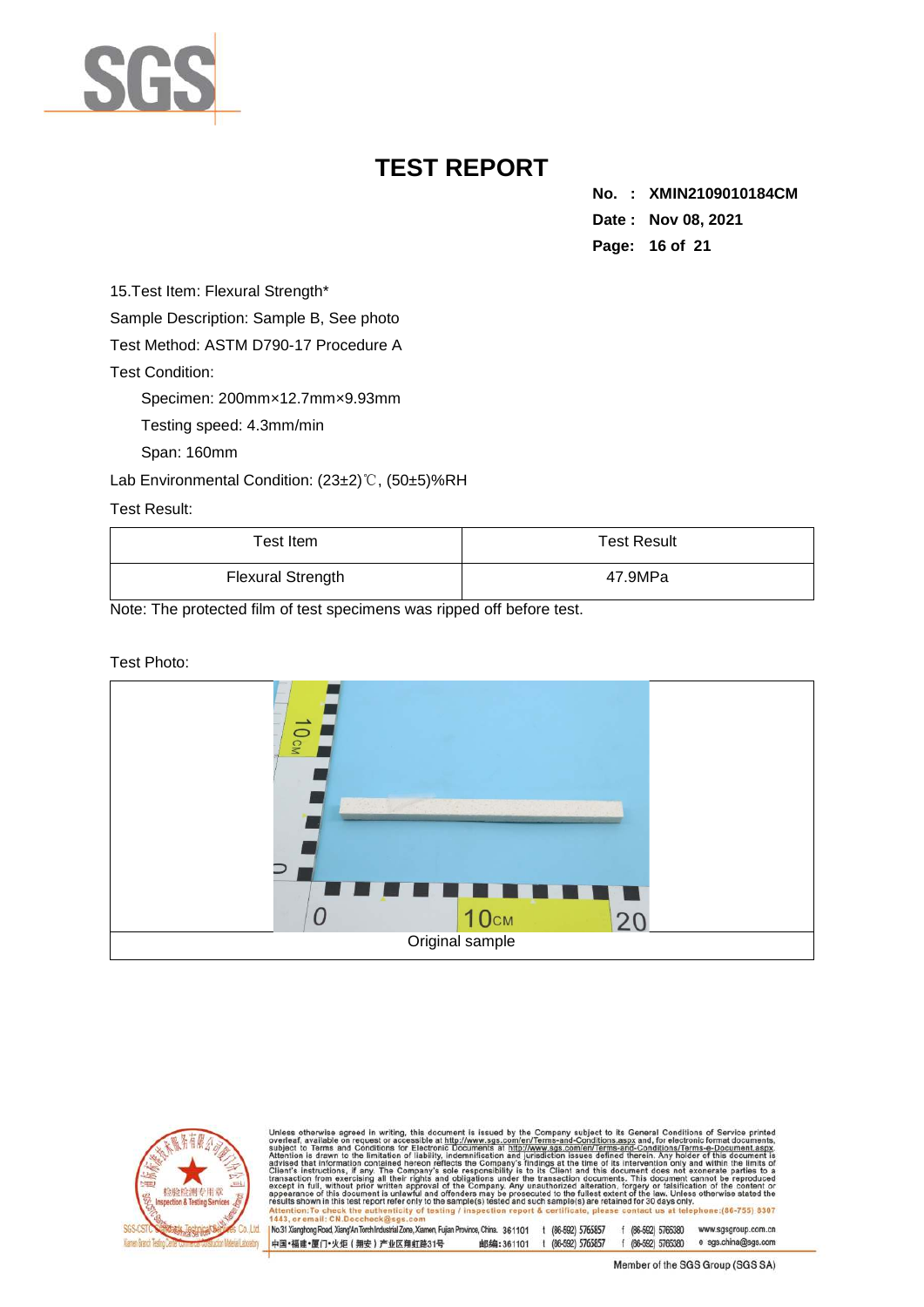# TEST REPORT

**No. : XMIN2109010184CM**
**Date : Nov 08, 2021**

15.Test Item: Flexural Strength*

Sample Description: Sample B, See photo

Test Method: ASTM D790-17 Procedure A

Test Condition:

Specimen: 200mm×12.7mm×9.93mm

Testing speed: 4.3mm/min

Span: 160mm

Lab Environmental Condition: (23±2)℃, (50±5)%RH

Test Result:

| Test Item | Test Result |
|---|---|
| Flexural Strength | 47.9MPa |

Note: The protected film of test specimens was ripped off before test.

Test Photo:

Original sample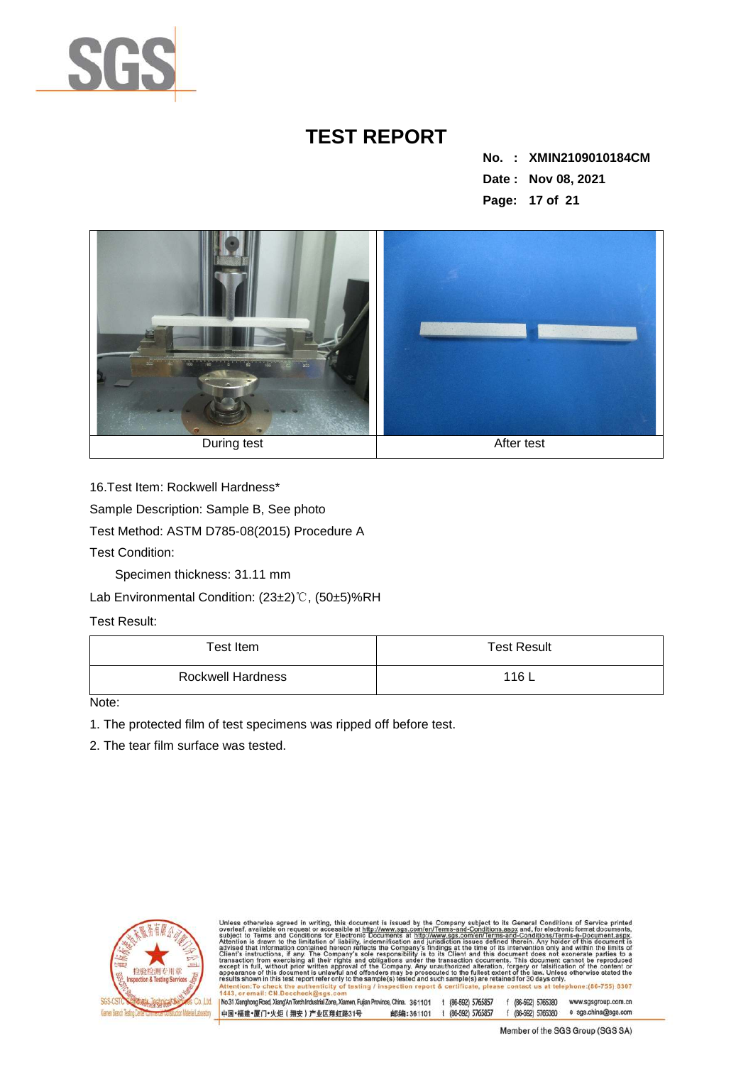# TEST REPORT

**No. : XMIN2109010184CM**
**Date : Nov 08, 2021**

| During test | After test |
|---|---|

16.Test Item: Rockwell Hardness*

Sample Description: Sample B, See photo

Test Method: ASTM D785-08(2015) Procedure A

Test Condition:

Specimen thickness: 31.11 mm

Lab Environmental Condition: (23±2)℃, (50±5)%RH

Test Result:

| Test Item | Test Result |
|---|---|
| Rockwell Hardness | 116 L |

Note:

1. The protected film of test specimens was ripped off before test.
2. The tear film surface was tested.

Unless otherwise agreed in writing, this document is issued by the Company subject to its General Conditions of Service printed overleaf, available on request or accessible at http://www.sgs.com/en/Terms-and-Conditions.aspx and, for electronic format documents, subject to Terms and Conditions for Electronic Documents at http://www.sgs.com/en/Terms-and-Conditions/Terms-e-Document.aspx. Attention is drawn to the limitation of liability, indemnification and jurisdiction issues defined therein. Any holder of this document is advised that information contained hereon reflects the Company's findings at the time of its intervention only and within the limits of Client's instructions, if any. The Company's sole responsibility is to its Client and this document does not exonerate parties to a transaction from exercising all their rights and obligations under the transaction documents. This document cannot be reproduced except in full, without prior written approval of the Company. Any unauthorized alteration, forgery or falsification of the content or appearance of this document is unlawful and offenders may be prosecuted to the fullest extent of the law. Unless otherwise stated the results shown in this test report refer only to the sample(s) tested and such sample(s) are retained for 30 days only.

Attention:To check the authenticity of testing / inspection report & certificate, please contact us at telephone:(86-755) 8307 1443, or email: CN.Doccheck@sgs.com

No.31 Xianghong Road, Xiang'An Torch Industrial Zone, Xiamen, Fujian Province, China. 361101 t (86-592) 5765857 f (86-592) 5765380 www.sgsgroup.com.cn

中国·福建·厦门·火炬（翔安）产业区翔虹路31号 邮编：361101 t (86-592) 5765857 f (86-592) 5765380 e sgs.china@sgs.com

Member of the SGS Group (SGS SA)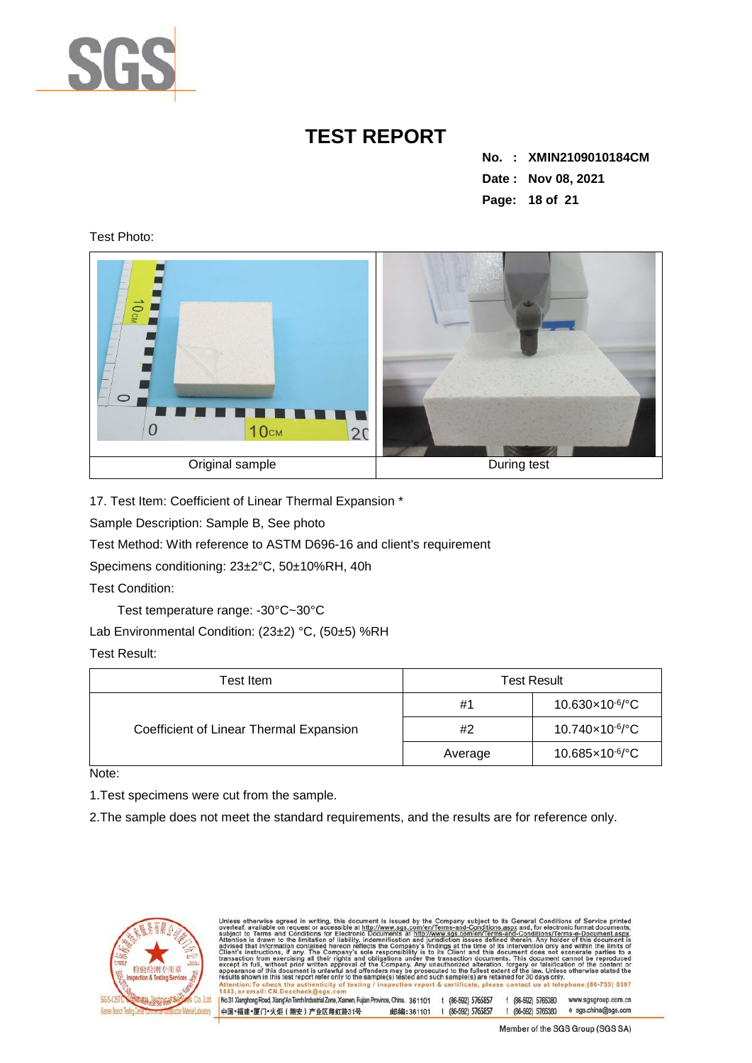# TEST REPORT

**No. : XMIN2109010184CM**
**Date : Nov 08, 2021**

Test Photo:

| Original sample | During test |
|---|---|

17. Test Item: Coefficient of Linear Thermal Expansion *

Sample Description: Sample B, See photo

Test Method: With reference to ASTM D696-16 and client's requirement

Specimens conditioning: 23±2°C, 50±10%RH, 40h

Test Condition:

Test temperature range: -30°C~30°C

Lab Environmental Condition: (23±2) °C, (50±5) %RH

Test Result:

| Test Item | Test Result | |
|---|---|---|
| Coefficient of Linear Thermal Expansion | #1 | $10.630\times10^{-6}$/°C |
| | #2 | $10.740\times10^{-6}$/°C |
| | Average | $10.685\times10^{-6}$/°C |

Note:

1.Test specimens were cut from the sample.

2.The sample does not meet the standard requirements, and the results are for reference only.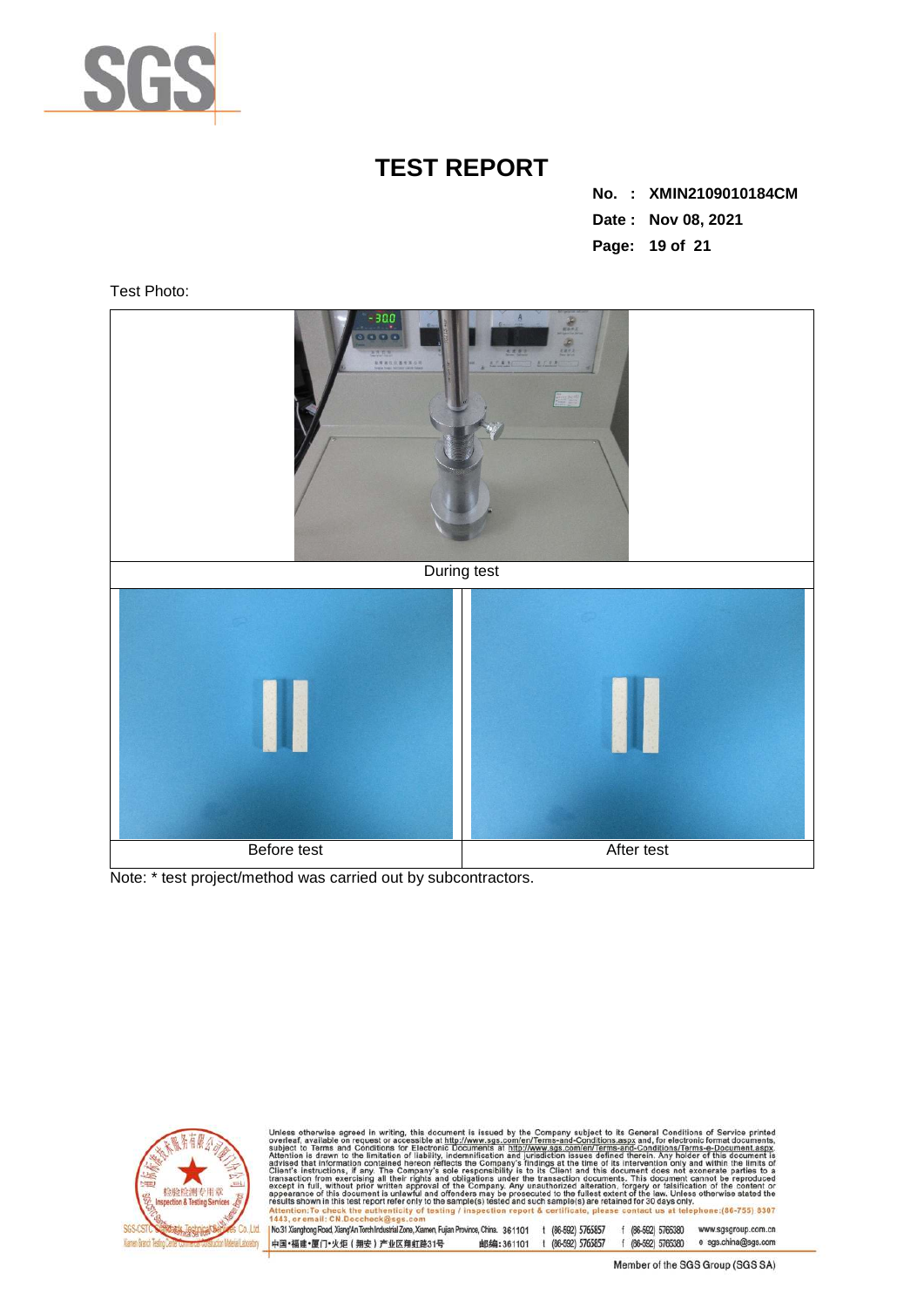# TEST REPORT

**No. : XMIN2109010184CM**
**Date : Nov 08, 2021**

Test Photo:

| During test | |
|---|---|
| Before test | After test |

Note: * test project/method was carried out by subcontractors.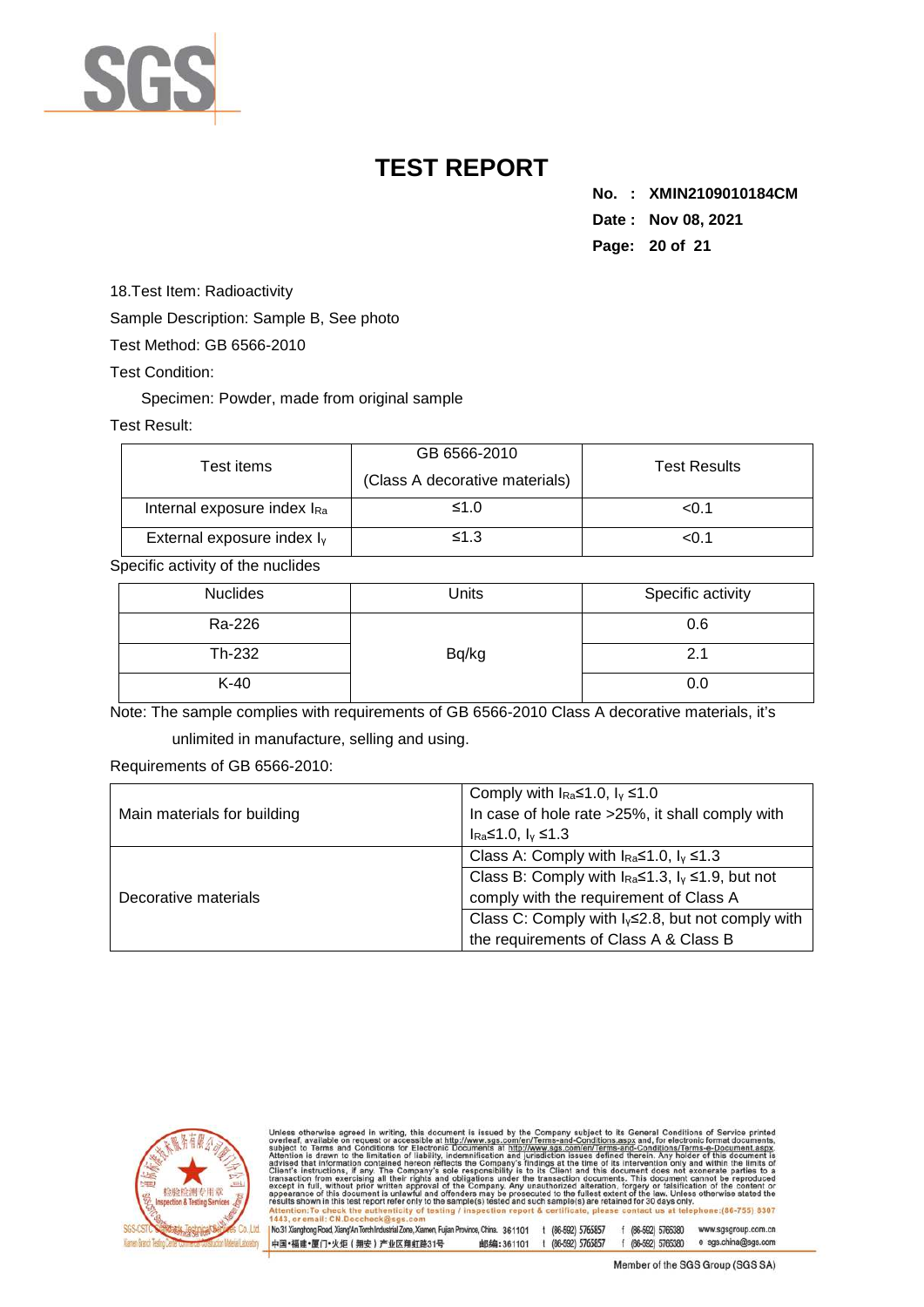# TEST REPORT

**No. : XMIN2109010184CM**
**Date : Nov 08, 2021**

18.Test Item: Radioactivity

Sample Description: Sample B, See photo

Test Method: GB 6566-2010

Test Condition:

Specimen: Powder, made from original sample

Test Result:

| Test items | GB 6566-2010 (Class A decorative materials) | Test Results |
|---|---|---|
| Internal exposure index $I_{Ra}$ | ≤1.0 | <0.1 |
| External exposure index $I_{\gamma}$ | ≤1.3 | <0.1 |

Specific activity of the nuclides

| Nuclides | Units | Specific activity |
|---|---|---|
| Ra-226 | Bq/kg | 0.6 |
| Th-232 | | 2.1 |
| K-40 | | 0.0 |

Note: The sample complies with requirements of GB 6566-2010 Class A decorative materials, it's unlimited in manufacture, selling and using.

Requirements of GB 6566-2010:

| | |
|---|---|
| Main materials for building | Comply with $I_{Ra}$≤1.0, $I_{\gamma}$ ≤1.0<br>In case of hole rate >25%, it shall comply with $I_{Ra}$≤1.0, $I_{\gamma}$ ≤1.3 |
| Decorative materials | Class A: Comply with $I_{Ra}$≤1.0, $I_{\gamma}$ ≤1.3 |
| | Class B: Comply with $I_{Ra}$≤1.3, $I_{\gamma}$ ≤1.9, but not comply with the requirement of Class A |
| | Class C: Comply with $I_{\gamma}$≤2.8, but not comply with the requirements of Class A & Class B |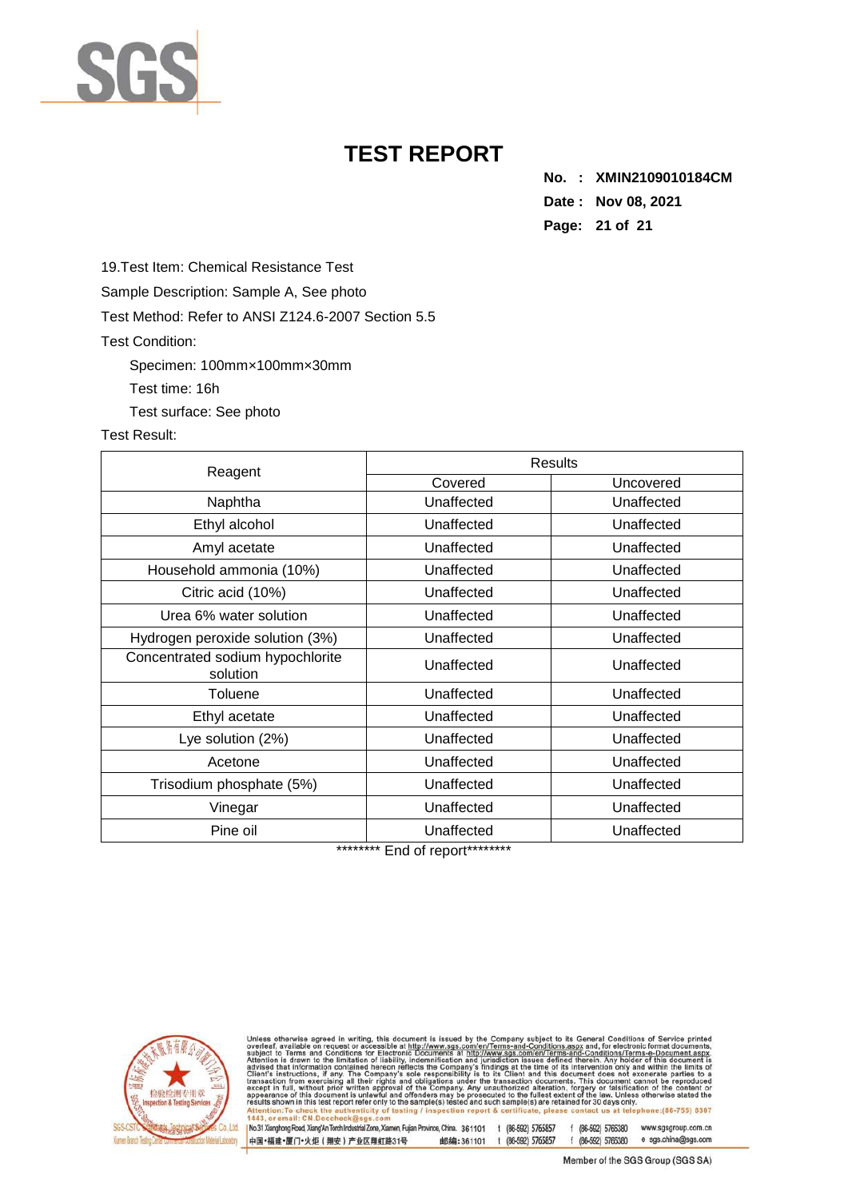# TEST REPORT

**No. : XMIN2109010184CM**
**Date : Nov 08, 2021**

19.Test Item: Chemical Resistance Test

Sample Description: Sample A, See photo

Test Method: Refer to ANSI Z124.6-2007 Section 5.5

Test Condition:

Specimen: 100mm×100mm×30mm

Test time: 16h

Test surface: See photo

Test Result:

| Reagent | Results | |
|---|---|---|
| | Covered | Uncovered |
| Naphtha | Unaffected | Unaffected |
| Ethyl alcohol | Unaffected | Unaffected |
| Amyl acetate | Unaffected | Unaffected |
| Household ammonia (10%) | Unaffected | Unaffected |
| Citric acid (10%) | Unaffected | Unaffected |
| Urea 6% water solution | Unaffected | Unaffected |
| Hydrogen peroxide solution (3%) | Unaffected | Unaffected |
| Concentrated sodium hypochlorite solution | Unaffected | Unaffected |
| Toluene | Unaffected | Unaffected |
| Ethyl acetate | Unaffected | Unaffected |
| Lye solution (2%) | Unaffected | Unaffected |
| Acetone | Unaffected | Unaffected |
| Trisodium phosphate (5%) | Unaffected | Unaffected |
| Vinegar | Unaffected | Unaffected |
| Pine oil | Unaffected | Unaffected |

******** End of report********